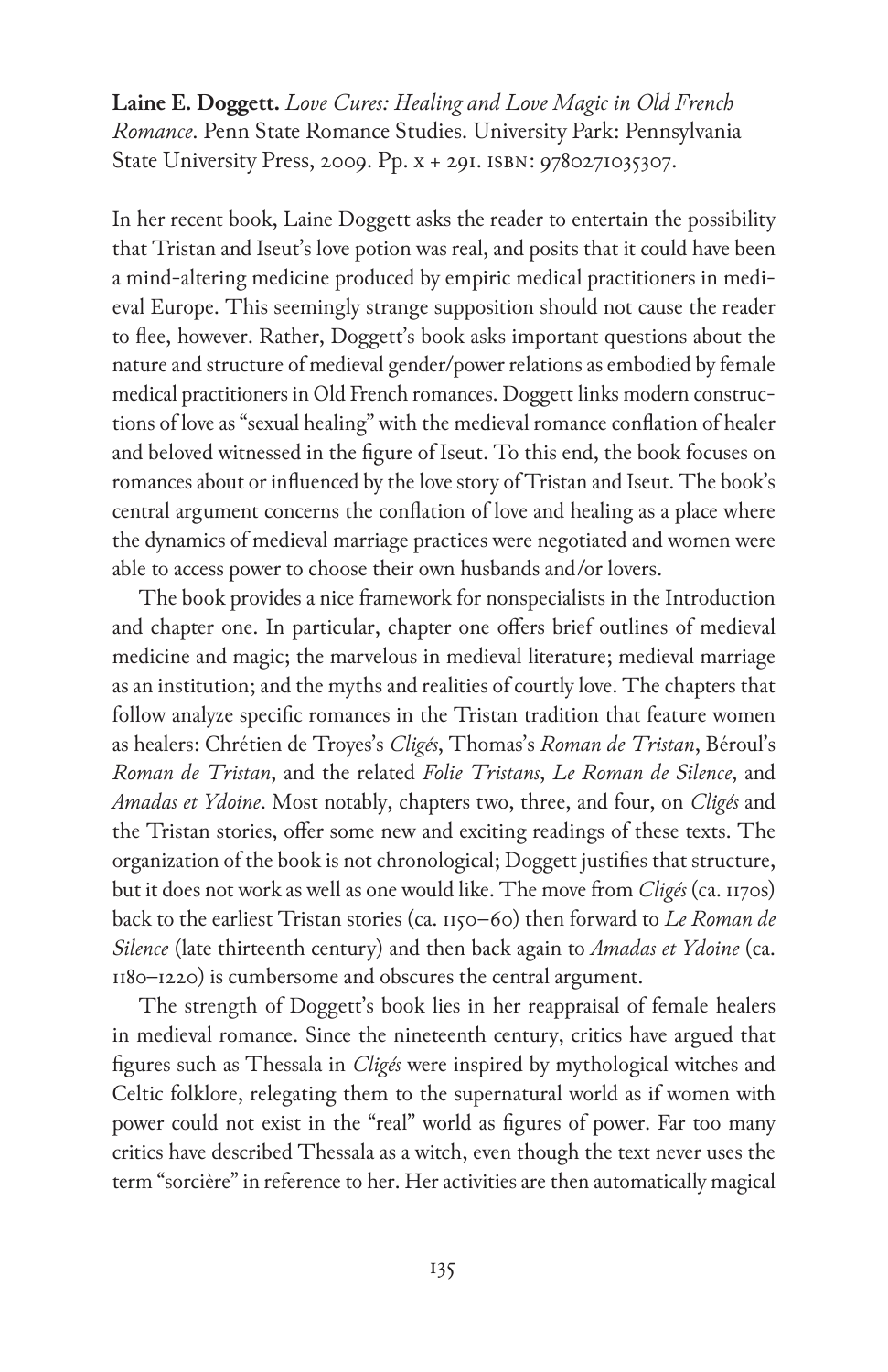**Laine E. Doggett.** *Love Cures: Healing and Love Magic in Old French Romance*. Penn State Romance Studies. University Park: Pennsylvania State University Press, 2009. Pp. x + 291. ISBN: 9780271035307.

In her recent book, Laine Doggett asks the reader to entertain the possibility that Tristan and Iseut's love potion was real, and posits that it could have been a mind-altering medicine produced by empiric medical practitioners in medieval Europe. This seemingly strange supposition should not cause the reader to flee, however. Rather, Doggett's book asks important questions about the nature and structure of medieval gender/power relations as embodied by female medical practitioners in Old French romances. Doggett links modern constructions of love as "sexual healing" with the medieval romance conflation of healer and beloved witnessed in the figure of Iseut. To this end, the book focuses on romances about or influenced by the love story of Tristan and Iseut. The book's central argument concerns the conflation of love and healing as a place where the dynamics of medieval marriage practices were negotiated and women were able to access power to choose their own husbands and/or lovers.

The book provides a nice framework for nonspecialists in the Introduction and chapter one. In particular, chapter one offers brief outlines of medieval medicine and magic; the marvelous in medieval literature; medieval marriage as an institution; and the myths and realities of courtly love. The chapters that follow analyze specific romances in the Tristan tradition that feature women as healers: Chrétien de Troyes's *Cligés*, Thomas's *Roman de Tristan*, Béroul's *Roman de Tristan*, and the related *Folie Tristans*, *Le Roman de Silence*, and *Amadas et Ydoine*. Most notably, chapters two, three, and four, on *Cligés* and the Tristan stories, offer some new and exciting readings of these texts. The organization of the book is not chronological; Doggett justifies that structure, but it does not work as well as one would like. The move from *Cligés* (ca. 1170s) back to the earliest Tristan stories (ca. 1150–60) then forward to *Le Roman de Silence* (late thirteenth century) and then back again to *Amadas et Ydoine* (ca. 1180–1220) is cumbersome and obscures the central argument.

The strength of Doggett's book lies in her reappraisal of female healers in medieval romance. Since the nineteenth century, critics have argued that figures such as Thessala in *Cligés* were inspired by mythological witches and Celtic folklore, relegating them to the supernatural world as if women with power could not exist in the "real" world as figures of power. Far too many critics have described Thessala as a witch, even though the text never uses the term "sorcière" in reference to her. Her activities are then automatically magical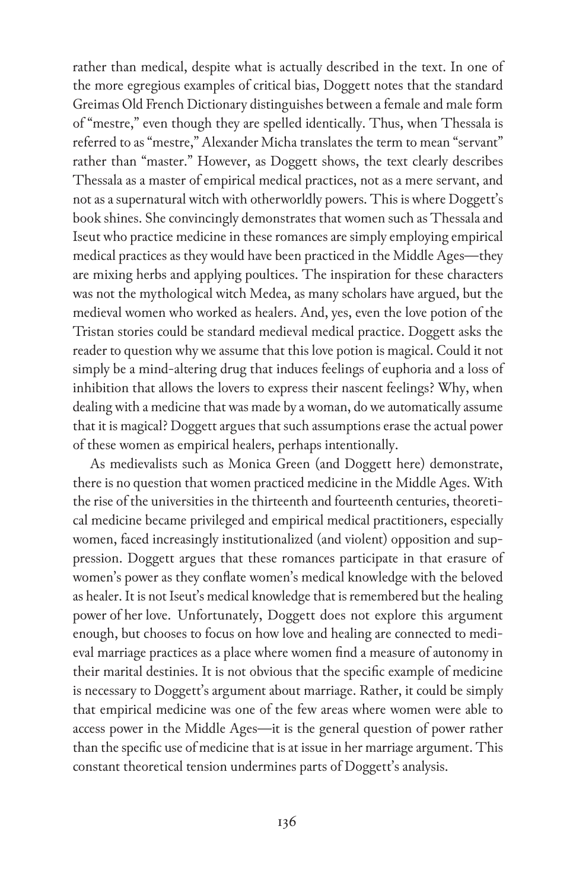rather than medical, despite what is actually described in the text. In one of the more egregious examples of critical bias, Doggett notes that the standard Greimas Old French Dictionary distinguishes between a female and male form of "mestre," even though they are spelled identically. Thus, when Thessala is referred to as "mestre," Alexander Micha translates the term to mean "servant" rather than "master." However, as Doggett shows, the text clearly describes Thessala as a master of empirical medical practices, not as a mere servant, and not as a supernatural witch with otherworldly powers. This is where Doggett's book shines. She convincingly demonstrates that women such as Thessala and Iseut who practice medicine in these romances are simply employing empirical medical practices as they would have been practiced in the Middle Ages—they are mixing herbs and applying poultices. The inspiration for these characters was not the mythological witch Medea, as many scholars have argued, but the medieval women who worked as healers. And, yes, even the love potion of the Tristan stories could be standard medieval medical practice. Doggett asks the reader to question why we assume that this love potion is magical. Could it not simply be a mind-altering drug that induces feelings of euphoria and a loss of inhibition that allows the lovers to express their nascent feelings? Why, when dealing with a medicine that was made by a woman, do we automatically assume that it is magical? Doggett argues that such assumptions erase the actual power of these women as empirical healers, perhaps intentionally.

As medievalists such as Monica Green (and Doggett here) demonstrate, there is no question that women practiced medicine in the Middle Ages. With the rise of the universities in the thirteenth and fourteenth centuries, theoretical medicine became privileged and empirical medical practitioners, especially women, faced increasingly institutionalized (and violent) opposition and suppression. Doggett argues that these romances participate in that erasure of women's power as they conflate women's medical knowledge with the beloved as healer. It is not Iseut's medical knowledge that is remembered but the healing power of her love. Unfortunately, Doggett does not explore this argument enough, but chooses to focus on how love and healing are connected to medieval marriage practices as a place where women find a measure of autonomy in their marital destinies. It is not obvious that the specific example of medicine is necessary to Doggett's argument about marriage. Rather, it could be simply that empirical medicine was one of the few areas where women were able to access power in the Middle Ages—it is the general question of power rather than the specific use of medicine that is at issue in her marriage argument. This constant theoretical tension undermines parts of Doggett's analysis.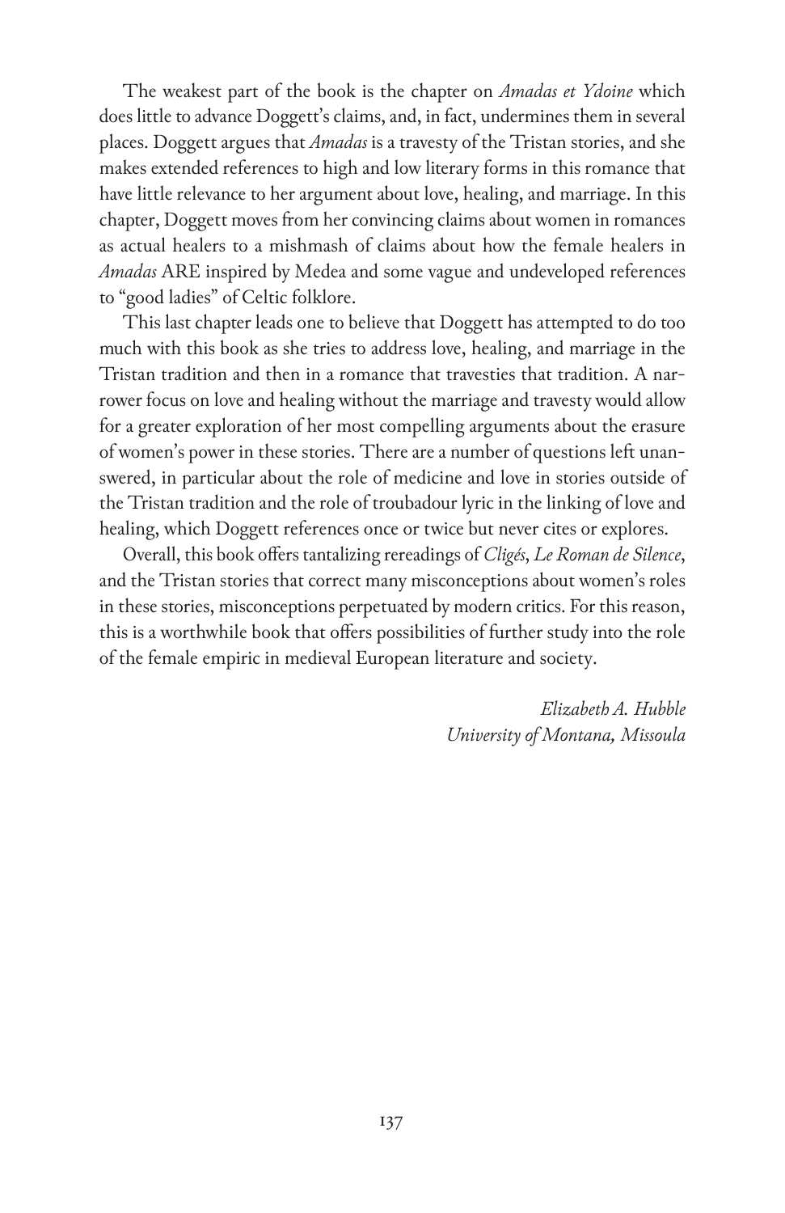The weakest part of the book is the chapter on *Amadas et Ydoine* which does little to advance Doggett's claims, and, in fact, undermines them in several places. Doggett argues that *Amadas* is a travesty of the Tristan stories, and she makes extended references to high and low literary forms in this romance that have little relevance to her argument about love, healing, and marriage. In this chapter, Doggett moves from her convincing claims about women in romances as actual healers to a mishmash of claims about how the female healers in *Amadas* ARE inspired by Medea and some vague and undeveloped references to "good ladies" of Celtic folklore.

This last chapter leads one to believe that Doggett has attempted to do too much with this book as she tries to address love, healing, and marriage in the Tristan tradition and then in a romance that travesties that tradition. A narrower focus on love and healing without the marriage and travesty would allow for a greater exploration of her most compelling arguments about the erasure of women's power in these stories. There are a number of questions left unanswered, in particular about the role of medicine and love in stories outside of the Tristan tradition and the role of troubadour lyric in the linking of love and healing, which Doggett references once or twice but never cites or explores.

Overall, this book offers tantalizing rereadings of *Cligés*, *Le Roman de Silence*, and the Tristan stories that correct many misconceptions about women's roles in these stories, misconceptions perpetuated by modern critics. For this reason, this is a worthwhile book that offers possibilities of further study into the role of the female empiric in medieval European literature and society.

*Elizabeth A. Hubble*
*University of Montana, Missoula*